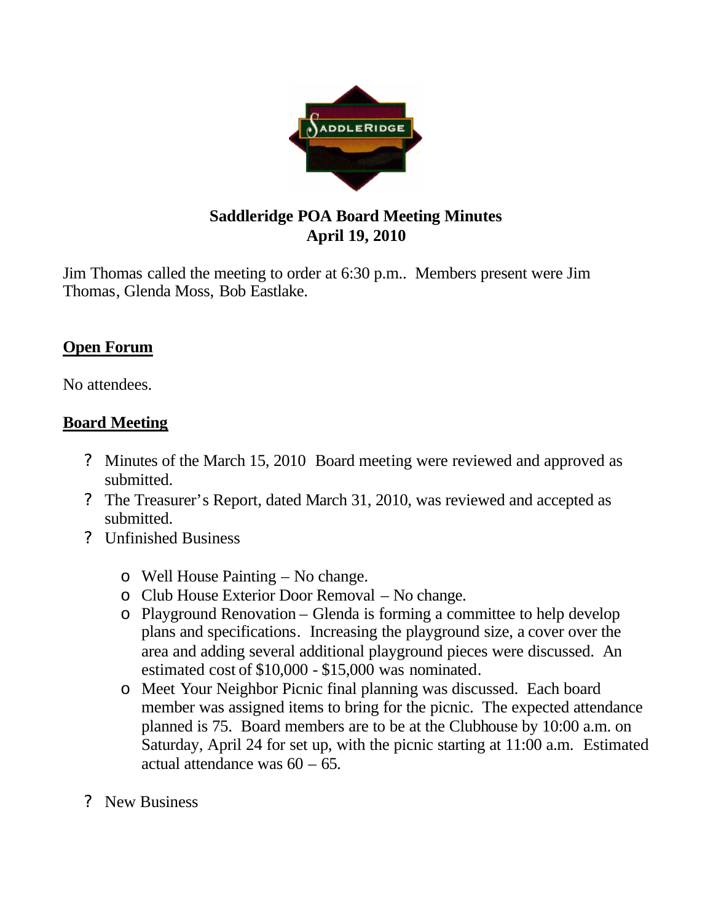**Saddleridge POA Board Meeting Minutes**
**April 19, 2010**

Jim Thomas called the meeting to order at 6:30 p.m.. Members present were Jim Thomas, Glenda Moss, Bob Eastlake.

## Open Forum

No attendees.

## Board Meeting

- Minutes of the March 15, 2010 Board meeting were reviewed and approved as submitted.
- The Treasurer's Report, dated March 31, 2010, was reviewed and accepted as submitted.
- Unfinished Business
    - Well House Painting – No change.
    - Club House Exterior Door Removal – No change.
    - Playground Renovation – Glenda is forming a committee to help develop plans and specifications. Increasing the playground size, a cover over the area and adding several additional playground pieces were discussed. An estimated cost of $10,000 - $15,000 was nominated.
    - Meet Your Neighbor Picnic final planning was discussed. Each board member was assigned items to bring for the picnic. The expected attendance planned is 75. Board members are to be at the Clubhouse by 10:00 a.m. on Saturday, April 24 for set up, with the picnic starting at 11:00 a.m. Estimated actual attendance was 60 – 65.
- New Business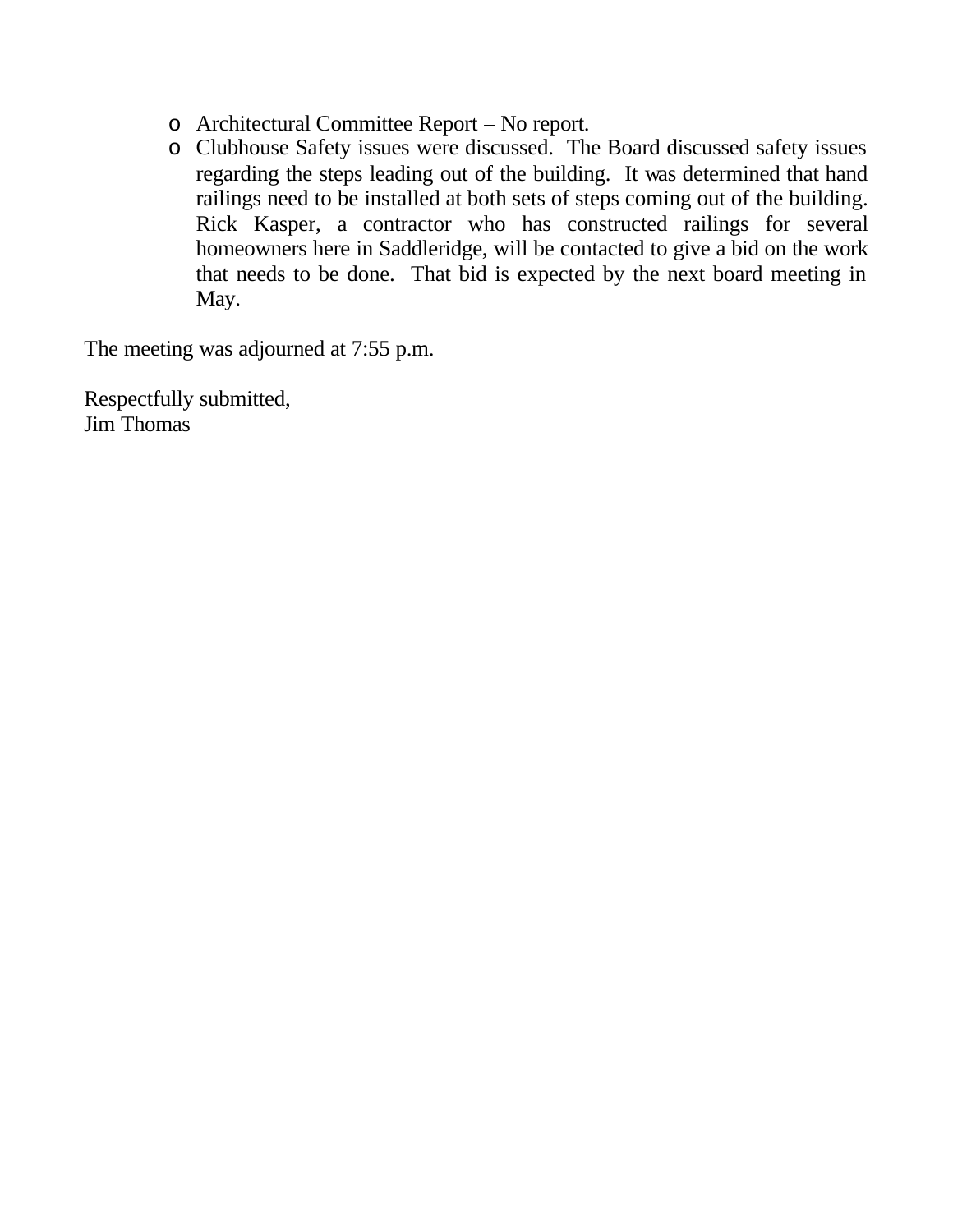- Architectural Committee Report – No report.
- Clubhouse Safety issues were discussed. The Board discussed safety issues regarding the steps leading out of the building. It was determined that hand railings need to be installed at both sets of steps coming out of the building. Rick Kasper, a contractor who has constructed railings for several homeowners here in Saddleridge, will be contacted to give a bid on the work that needs to be done. That bid is expected by the next board meeting in May.

The meeting was adjourned at 7:55 p.m.

Respectfully submitted,
Jim Thomas